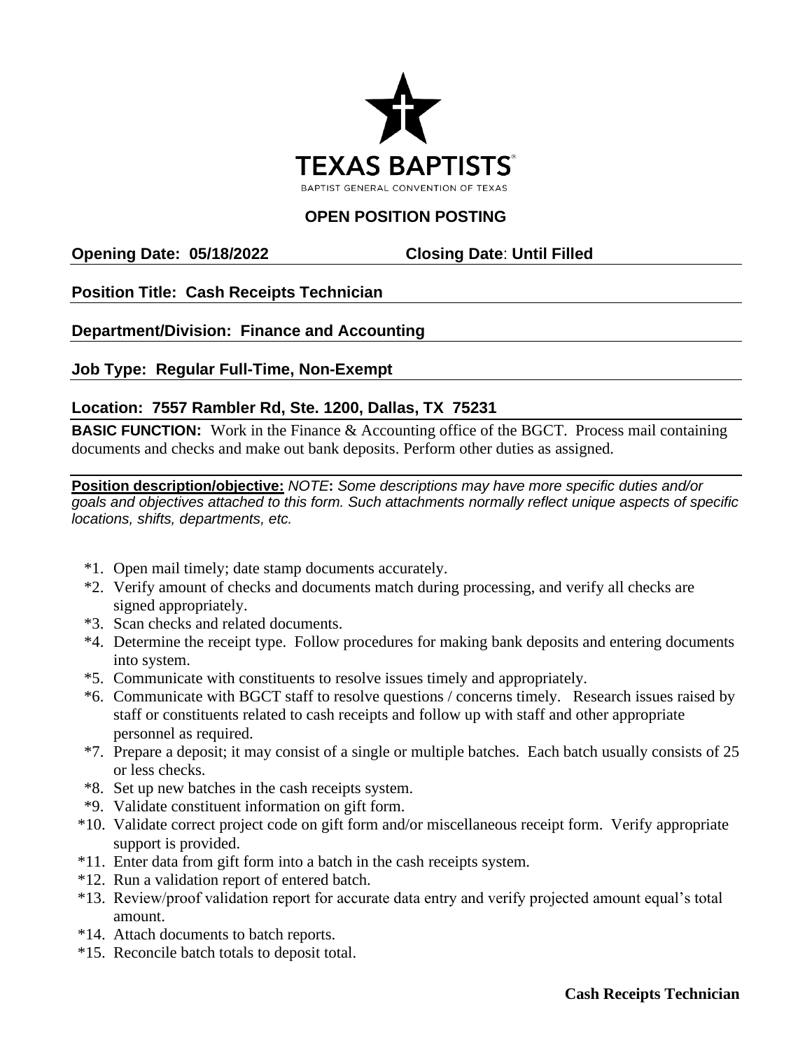TEXAS BAPTISTS®

BAPTIST GENERAL CONVENTION OF TEXAS

## OPEN POSITION POSTING

**Opening Date: 05/18/2022** **Closing Date**: **Until Filled**

**Position Title: Cash Receipts Technician**

**Department/Division: Finance and Accounting**

**Job Type: Regular Full-Time, Non-Exempt**

**Location: 7557 Rambler Rd, Ste. 1200, Dallas, TX 75231**

**BASIC FUNCTION:** Work in the Finance & Accounting office of the BGCT. Process mail containing documents and checks and make out bank deposits. Perform other duties as assigned.

**Position description/objective:** *NOTE***:** *Some descriptions may have more specific duties and/or goals and objectives attached to this form. Such attachments normally reflect unique aspects of specific locations, shifts, departments, etc.*

*1. Open mail timely; date stamp documents accurately.
*2. Verify amount of checks and documents match during processing, and verify all checks are signed appropriately.
*3. Scan checks and related documents.
*4. Determine the receipt type. Follow procedures for making bank deposits and entering documents into system.
*5. Communicate with constituents to resolve issues timely and appropriately.
*6. Communicate with BGCT staff to resolve questions / concerns timely. Research issues raised by staff or constituents related to cash receipts and follow up with staff and other appropriate personnel as required.
*7. Prepare a deposit; it may consist of a single or multiple batches. Each batch usually consists of 25 or less checks.
*8. Set up new batches in the cash receipts system.
*9. Validate constituent information on gift form.
*10. Validate correct project code on gift form and/or miscellaneous receipt form. Verify appropriate support is provided.
*11. Enter data from gift form into a batch in the cash receipts system.
*12. Run a validation report of entered batch.
*13. Review/proof validation report for accurate data entry and verify projected amount equal's total amount.
*14. Attach documents to batch reports.
*15. Reconcile batch totals to deposit total.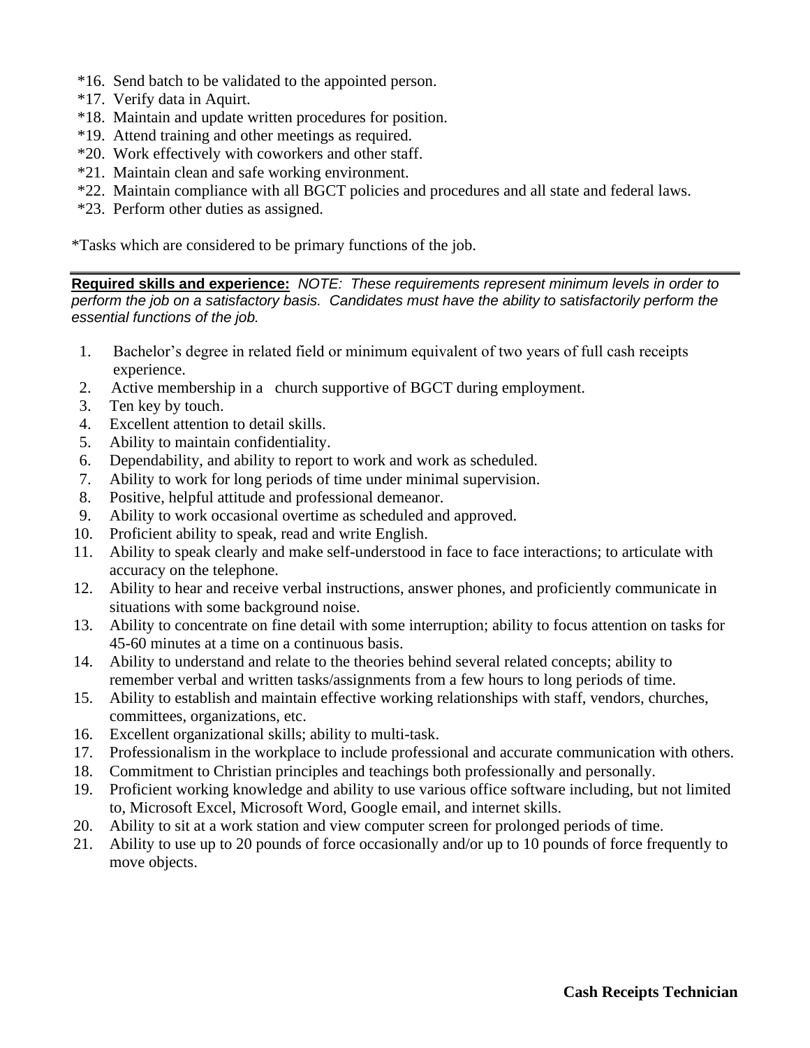*16. Send batch to be validated to the appointed person.
*17. Verify data in Aquirt.
*18. Maintain and update written procedures for position.
*19. Attend training and other meetings as required.
*20. Work effectively with coworkers and other staff.
*21. Maintain clean and safe working environment.
*22. Maintain compliance with all BGCT policies and procedures and all state and federal laws.
*23. Perform other duties as assigned.

*Tasks which are considered to be primary functions of the job.

---

**Required skills and experience:** *NOTE: These requirements represent minimum levels in order to perform the job on a satisfactory basis. Candidates must have the ability to satisfactorily perform the essential functions of the job.*

1. Bachelor's degree in related field or minimum equivalent of two years of full cash receipts experience.
2. Active membership in a church supportive of BGCT during employment.
3. Ten key by touch.
4. Excellent attention to detail skills.
5. Ability to maintain confidentiality.
6. Dependability, and ability to report to work and work as scheduled.
7. Ability to work for long periods of time under minimal supervision.
8. Positive, helpful attitude and professional demeanor.
9. Ability to work occasional overtime as scheduled and approved.
10. Proficient ability to speak, read and write English.
11. Ability to speak clearly and make self-understood in face to face interactions; to articulate with accuracy on the telephone.
12. Ability to hear and receive verbal instructions, answer phones, and proficiently communicate in situations with some background noise.
13. Ability to concentrate on fine detail with some interruption; ability to focus attention on tasks for 45-60 minutes at a time on a continuous basis.
14. Ability to understand and relate to the theories behind several related concepts; ability to remember verbal and written tasks/assignments from a few hours to long periods of time.
15. Ability to establish and maintain effective working relationships with staff, vendors, churches, committees, organizations, etc.
16. Excellent organizational skills; ability to multi-task.
17. Professionalism in the workplace to include professional and accurate communication with others.
18. Commitment to Christian principles and teachings both professionally and personally.
19. Proficient working knowledge and ability to use various office software including, but not limited to, Microsoft Excel, Microsoft Word, Google email, and internet skills.
20. Ability to sit at a work station and view computer screen for prolonged periods of time.
21. Ability to use up to 20 pounds of force occasionally and/or up to 10 pounds of force frequently to move objects.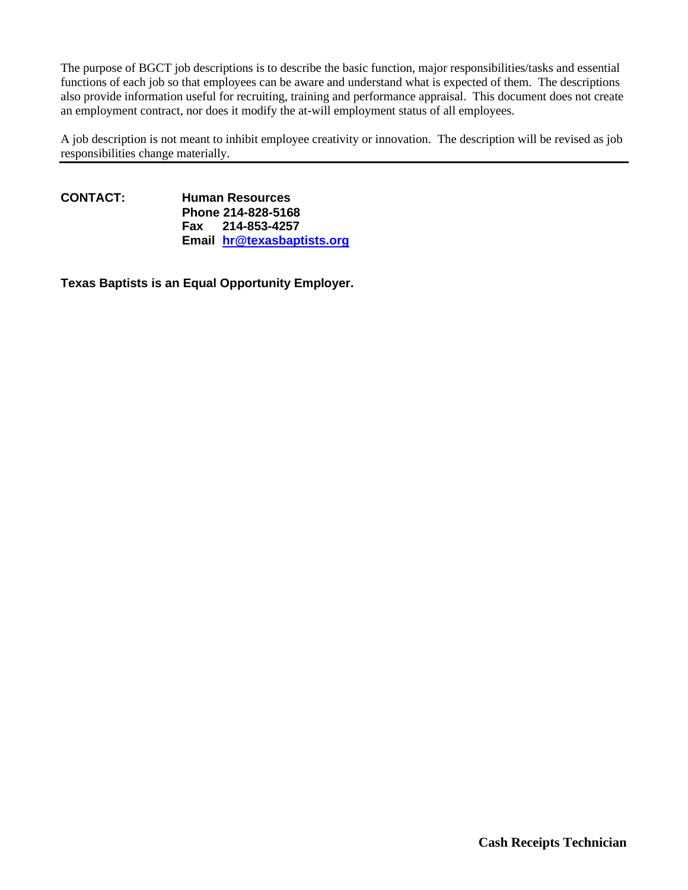The purpose of BGCT job descriptions is to describe the basic function, major responsibilities/tasks and essential functions of each job so that employees can be aware and understand what is expected of them. The descriptions also provide information useful for recruiting, training and performance appraisal. This document does not create an employment contract, nor does it modify the at-will employment status of all employees.

A job description is not meant to inhibit employee creativity or innovation. The description will be revised as job responsibilities change materially.

---

**CONTACT:** **Human Resources**
**Phone 214-828-5168**
**Fax 214-853-4257**
**Email [hr@texasbaptists.org](mailto:hr@texasbaptists.org)**

**Texas Baptists is an Equal Opportunity Employer.**